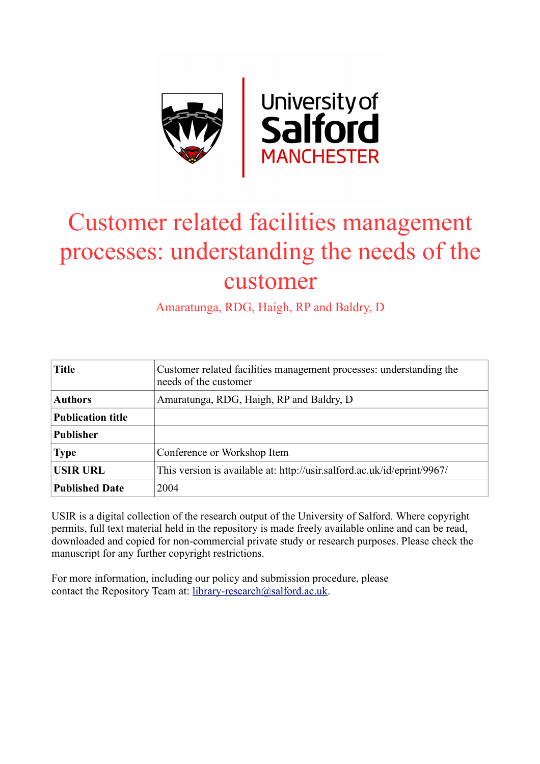# Customer related facilities management processes: understanding the needs of the customer

Amaratunga, RDG, Haigh, RP and Baldry, D

| | |
|---|---|
| **Title** | Customer related facilities management processes: understanding the needs of the customer |
| **Authors** | Amaratunga, RDG, Haigh, RP and Baldry, D |
| **Publication title** | |
| **Publisher** | |
| **Type** | Conference or Workshop Item |
| **USIR URL** | This version is available at: http://usir.salford.ac.uk/id/eprint/9967/ |
| **Published Date** | 2004 |

USIR is a digital collection of the research output of the University of Salford. Where copyright permits, full text material held in the repository is made freely available online and can be read, downloaded and copied for non-commercial private study or research purposes. Please check the manuscript for any further copyright restrictions.

For more information, including our policy and submission procedure, please contact the Repository Team at: library-research@salford.ac.uk.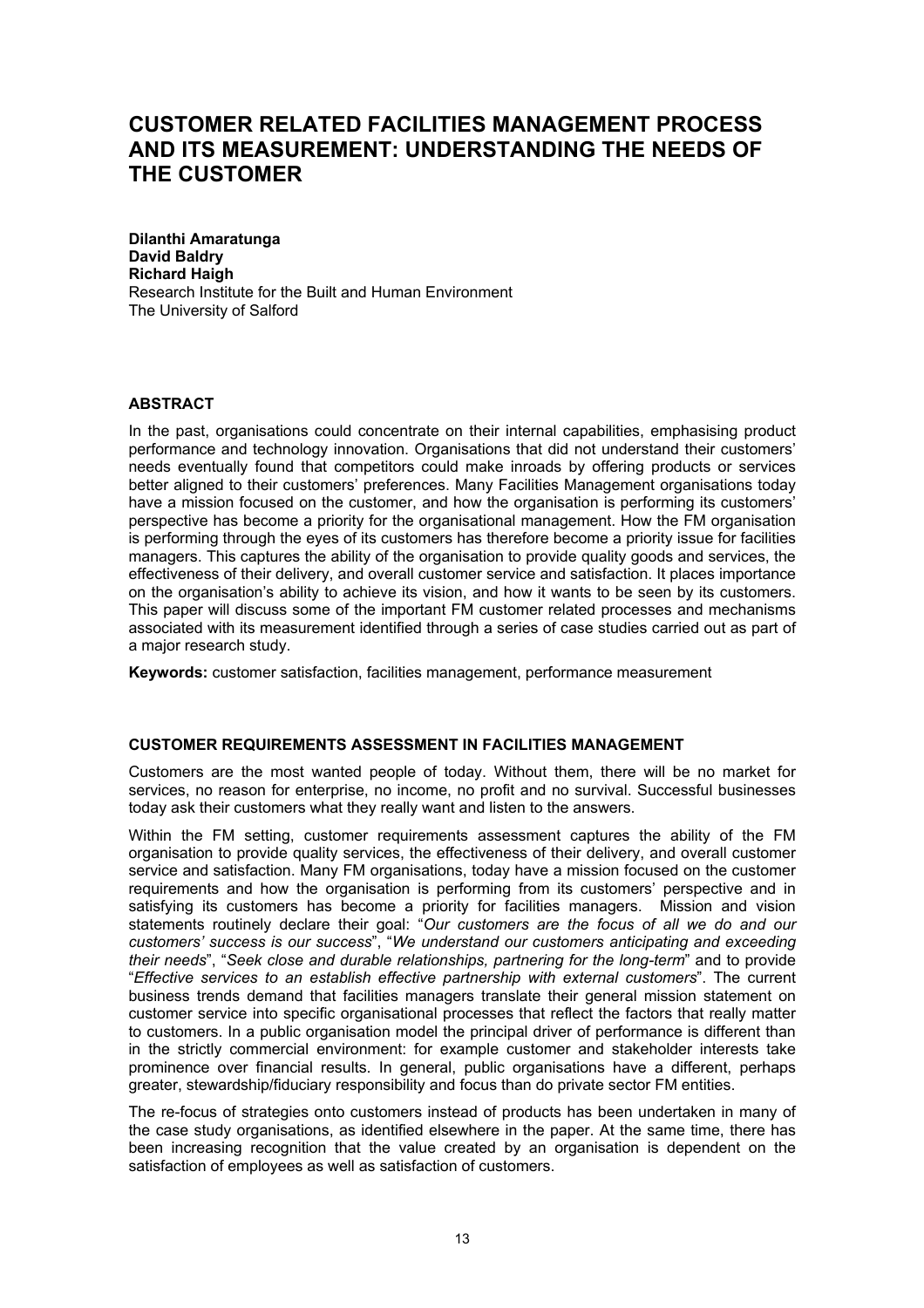# CUSTOMER RELATED FACILITIES MANAGEMENT PROCESS AND ITS MEASUREMENT: UNDERSTANDING THE NEEDS OF THE CUSTOMER

**Dilanthi Amaratunga**
**David Baldry**
**Richard Haigh**
Research Institute for the Built and Human Environment
The University of Salford

## ABSTRACT

In the past, organisations could concentrate on their internal capabilities, emphasising product performance and technology innovation. Organisations that did not understand their customers' needs eventually found that competitors could make inroads by offering products or services better aligned to their customers' preferences. Many Facilities Management organisations today have a mission focused on the customer, and how the organisation is performing its customers' perspective has become a priority for the organisational management. How the FM organisation is performing through the eyes of its customers has therefore become a priority issue for facilities managers. This captures the ability of the organisation to provide quality goods and services, the effectiveness of their delivery, and overall customer service and satisfaction. It places importance on the organisation's ability to achieve its vision, and how it wants to be seen by its customers. This paper will discuss some of the important FM customer related processes and mechanisms associated with its measurement identified through a series of case studies carried out as part of a major research study.

**Keywords:** customer satisfaction, facilities management, performance measurement

## CUSTOMER REQUIREMENTS ASSESSMENT IN FACILITIES MANAGEMENT

Customers are the most wanted people of today. Without them, there will be no market for services, no reason for enterprise, no income, no profit and no survival. Successful businesses today ask their customers what they really want and listen to the answers.

Within the FM setting, customer requirements assessment captures the ability of the FM organisation to provide quality services, the effectiveness of their delivery, and overall customer service and satisfaction. Many FM organisations, today have a mission focused on the customer requirements and how the organisation is performing from its customers' perspective and in satisfying its customers has become a priority for facilities managers. Mission and vision statements routinely declare their goal: "*Our customers are the focus of all we do and our customers' success is our success*", "*We understand our customers anticipating and exceeding their needs*", "*Seek close and durable relationships, partnering for the long-term*" and to provide "*Effective services to an establish effective partnership with external customers*". The current business trends demand that facilities managers translate their general mission statement on customer service into specific organisational processes that reflect the factors that really matter to customers. In a public organisation model the principal driver of performance is different than in the strictly commercial environment: for example customer and stakeholder interests take prominence over financial results. In general, public organisations have a different, perhaps greater, stewardship/fiduciary responsibility and focus than do private sector FM entities.

The re-focus of strategies onto customers instead of products has been undertaken in many of the case study organisations, as identified elsewhere in the paper. At the same time, there has been increasing recognition that the value created by an organisation is dependent on the satisfaction of employees as well as satisfaction of customers.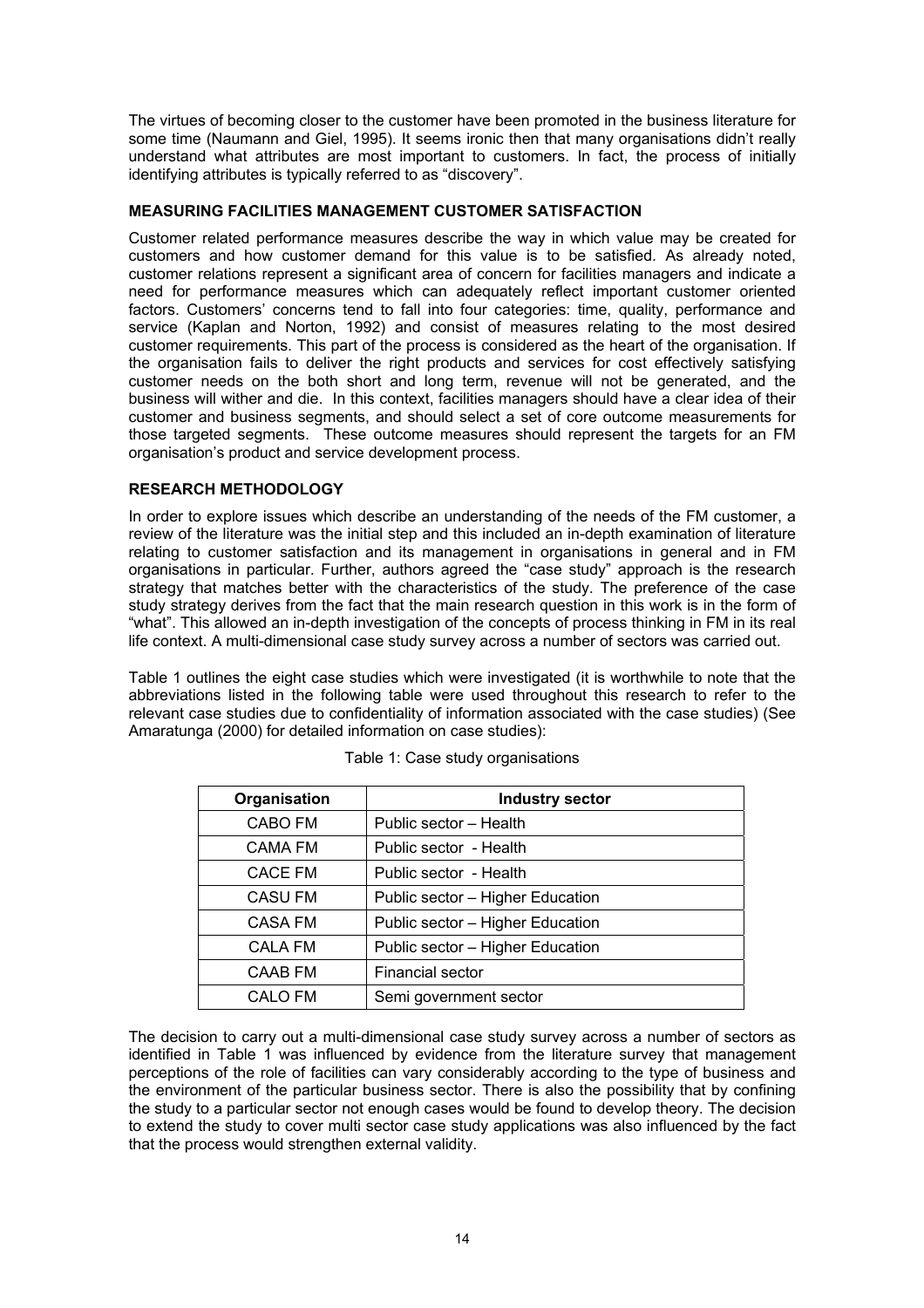The virtues of becoming closer to the customer have been promoted in the business literature for some time (Naumann and Giel, 1995). It seems ironic then that many organisations didn't really understand what attributes are most important to customers. In fact, the process of initially identifying attributes is typically referred to as "discovery".

## MEASURING FACILITIES MANAGEMENT CUSTOMER SATISFACTION

Customer related performance measures describe the way in which value may be created for customers and how customer demand for this value is to be satisfied. As already noted, customer relations represent a significant area of concern for facilities managers and indicate a need for performance measures which can adequately reflect important customer oriented factors. Customers' concerns tend to fall into four categories: time, quality, performance and service (Kaplan and Norton, 1992) and consist of measures relating to the most desired customer requirements. This part of the process is considered as the heart of the organisation. If the organisation fails to deliver the right products and services for cost effectively satisfying customer needs on the both short and long term, revenue will not be generated, and the business will wither and die. In this context, facilities managers should have a clear idea of their customer and business segments, and should select a set of core outcome measurements for those targeted segments. These outcome measures should represent the targets for an FM organisation's product and service development process.

## RESEARCH METHODOLOGY

In order to explore issues which describe an understanding of the needs of the FM customer, a review of the literature was the initial step and this included an in-depth examination of literature relating to customer satisfaction and its management in organisations in general and in FM organisations in particular. Further, authors agreed the "case study" approach is the research strategy that matches better with the characteristics of the study. The preference of the case study strategy derives from the fact that the main research question in this work is in the form of "what". This allowed an in-depth investigation of the concepts of process thinking in FM in its real life context. A multi-dimensional case study survey across a number of sectors was carried out.

Table 1 outlines the eight case studies which were investigated (it is worthwhile to note that the abbreviations listed in the following table were used throughout this research to refer to the relevant case studies due to confidentiality of information associated with the case studies) (See Amaratunga (2000) for detailed information on case studies):

Table 1: Case study organisations

| Organisation | Industry sector |
|---|---|
| CABO FM | Public sector – Health |
| CAMA FM | Public sector - Health |
| CACE FM | Public sector - Health |
| CASU FM | Public sector – Higher Education |
| CASA FM | Public sector – Higher Education |
| CALA FM | Public sector – Higher Education |
| CAAB FM | Financial sector |
| CALO FM | Semi government sector |

The decision to carry out a multi-dimensional case study survey across a number of sectors as identified in Table 1 was influenced by evidence from the literature survey that management perceptions of the role of facilities can vary considerably according to the type of business and the environment of the particular business sector. There is also the possibility that by confining the study to a particular sector not enough cases would be found to develop theory. The decision to extend the study to cover multi sector case study applications was also influenced by the fact that the process would strengthen external validity.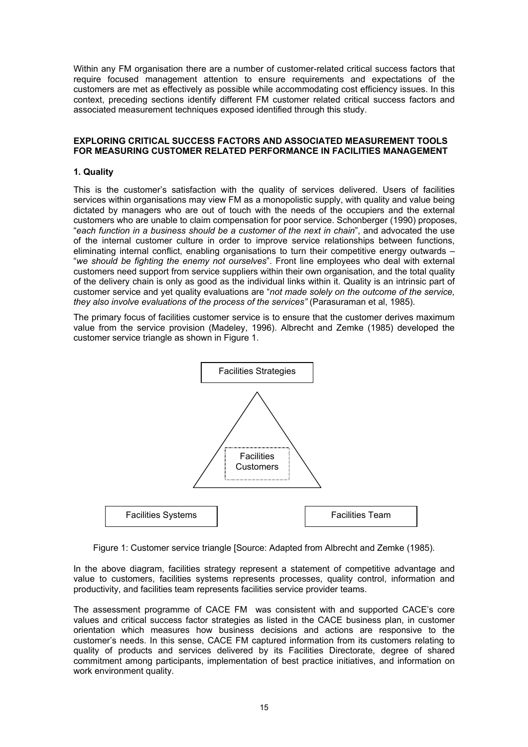Within any FM organisation there are a number of customer-related critical success factors that require focused management attention to ensure requirements and expectations of the customers are met as effectively as possible while accommodating cost efficiency issues. In this context, preceding sections identify different FM customer related critical success factors and associated measurement techniques exposed identified through this study.

## EXPLORING CRITICAL SUCCESS FACTORS AND ASSOCIATED MEASUREMENT TOOLS FOR MEASURING CUSTOMER RELATED PERFORMANCE IN FACILITIES MANAGEMENT

### 1. Quality

This is the customer's satisfaction with the quality of services delivered. Users of facilities services within organisations may view FM as a monopolistic supply, with quality and value being dictated by managers who are out of touch with the needs of the occupiers and the external customers who are unable to claim compensation for poor service. Schonberger (1990) proposes, "*each function in a business should be a customer of the next in chain*", and advocated the use of the internal customer culture in order to improve service relationships between functions, eliminating internal conflict, enabling organisations to turn their competitive energy outwards – "*we should be fighting the enemy not ourselves*". Front line employees who deal with external customers need support from service suppliers within their own organisation, and the total quality of the delivery chain is only as good as the individual links within it. Quality is an intrinsic part of customer service and yet quality evaluations are "*not made solely on the outcome of the service, they also involve evaluations of the process of the services"* (Parasuraman et al, 1985).

The primary focus of facilities customer service is to ensure that the customer derives maximum value from the service provision (Madeley, 1996). Albrecht and Zemke (1985) developed the customer service triangle as shown in Figure 1.

Facilities Strategies

Facilities Customers

Facilities Systems

Facilities Team

Figure 1: Customer service triangle [Source: Adapted from Albrecht and Zemke (1985).

In the above diagram, facilities strategy represent a statement of competitive advantage and value to customers, facilities systems represents processes, quality control, information and productivity, and facilities team represents facilities service provider teams.

The assessment programme of CACE FM was consistent with and supported CACE's core values and critical success factor strategies as listed in the CACE business plan, in customer orientation which measures how business decisions and actions are responsive to the customer's needs. In this sense, CACE FM captured information from its customers relating to quality of products and services delivered by its Facilities Directorate, degree of shared commitment among participants, implementation of best practice initiatives, and information on work environment quality.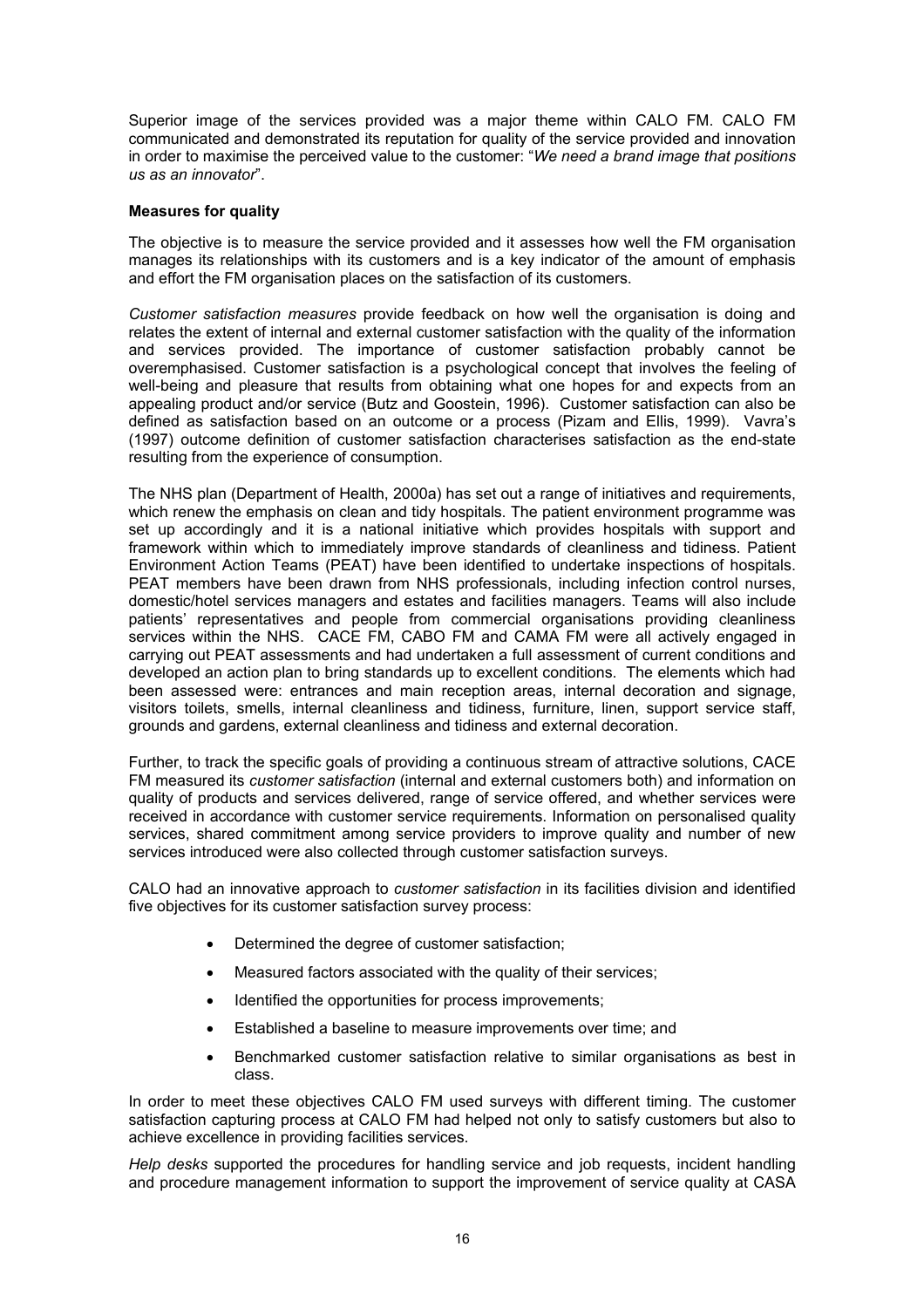Superior image of the services provided was a major theme within CALO FM. CALO FM communicated and demonstrated its reputation for quality of the service provided and innovation in order to maximise the perceived value to the customer: "*We need a brand image that positions us as an innovator*".

**Measures for quality**

The objective is to measure the service provided and it assesses how well the FM organisation manages its relationships with its customers and is a key indicator of the amount of emphasis and effort the FM organisation places on the satisfaction of its customers.

*Customer satisfaction measures* provide feedback on how well the organisation is doing and relates the extent of internal and external customer satisfaction with the quality of the information and services provided. The importance of customer satisfaction probably cannot be overemphasised. Customer satisfaction is a psychological concept that involves the feeling of well-being and pleasure that results from obtaining what one hopes for and expects from an appealing product and/or service (Butz and Goostein, 1996). Customer satisfaction can also be defined as satisfaction based on an outcome or a process (Pizam and Ellis, 1999). Vavra's (1997) outcome definition of customer satisfaction characterises satisfaction as the end-state resulting from the experience of consumption.

The NHS plan (Department of Health, 2000a) has set out a range of initiatives and requirements, which renew the emphasis on clean and tidy hospitals. The patient environment programme was set up accordingly and it is a national initiative which provides hospitals with support and framework within which to immediately improve standards of cleanliness and tidiness. Patient Environment Action Teams (PEAT) have been identified to undertake inspections of hospitals. PEAT members have been drawn from NHS professionals, including infection control nurses, domestic/hotel services managers and estates and facilities managers. Teams will also include patients' representatives and people from commercial organisations providing cleanliness services within the NHS. CACE FM, CABO FM and CAMA FM were all actively engaged in carrying out PEAT assessments and had undertaken a full assessment of current conditions and developed an action plan to bring standards up to excellent conditions. The elements which had been assessed were: entrances and main reception areas, internal decoration and signage, visitors toilets, smells, internal cleanliness and tidiness, furniture, linen, support service staff, grounds and gardens, external cleanliness and tidiness and external decoration.

Further, to track the specific goals of providing a continuous stream of attractive solutions, CACE FM measured its *customer satisfaction* (internal and external customers both) and information on quality of products and services delivered, range of service offered, and whether services were received in accordance with customer service requirements. Information on personalised quality services, shared commitment among service providers to improve quality and number of new services introduced were also collected through customer satisfaction surveys.

CALO had an innovative approach to *customer satisfaction* in its facilities division and identified five objectives for its customer satisfaction survey process:

- Determined the degree of customer satisfaction;
- Measured factors associated with the quality of their services;
- Identified the opportunities for process improvements;
- Established a baseline to measure improvements over time; and
- Benchmarked customer satisfaction relative to similar organisations as best in class.

In order to meet these objectives CALO FM used surveys with different timing. The customer satisfaction capturing process at CALO FM had helped not only to satisfy customers but also to achieve excellence in providing facilities services.

*Help desks* supported the procedures for handling service and job requests, incident handling and procedure management information to support the improvement of service quality at CASA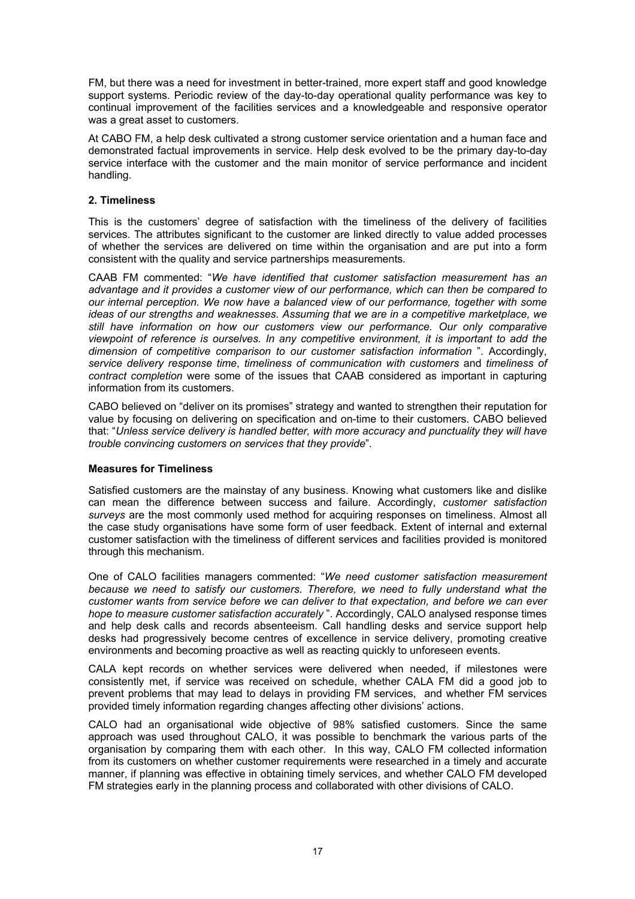FM, but there was a need for investment in better-trained, more expert staff and good knowledge support systems. Periodic review of the day-to-day operational quality performance was key to continual improvement of the facilities services and a knowledgeable and responsive operator was a great asset to customers.

At CABO FM, a help desk cultivated a strong customer service orientation and a human face and demonstrated factual improvements in service. Help desk evolved to be the primary day-to-day service interface with the customer and the main monitor of service performance and incident handling.

### 2. Timeliness

This is the customers' degree of satisfaction with the timeliness of the delivery of facilities services. The attributes significant to the customer are linked directly to value added processes of whether the services are delivered on time within the organisation and are put into a form consistent with the quality and service partnerships measurements.

CAAB FM commented: "*We have identified that customer satisfaction measurement has an advantage and it provides a customer view of our performance, which can then be compared to our internal perception. We now have a balanced view of our performance, together with some ideas of our strengths and weaknesses. Assuming that we are in a competitive marketplace, we still have information on how our customers view our performance. Our only comparative viewpoint of reference is ourselves. In any competitive environment, it is important to add the dimension of competitive comparison to our customer satisfaction information* ". Accordingly, *service delivery response time*, *timeliness of communication with customers* and *timeliness of contract completion* were some of the issues that CAAB considered as important in capturing information from its customers.

CABO believed on "deliver on its promises" strategy and wanted to strengthen their reputation for value by focusing on delivering on specification and on-time to their customers. CABO believed that: "*Unless service delivery is handled better, with more accuracy and punctuality they will have trouble convincing customers on services that they provide*".

#### Measures for Timeliness

Satisfied customers are the mainstay of any business. Knowing what customers like and dislike can mean the difference between success and failure. Accordingly, *customer satisfaction surveys* are the most commonly used method for acquiring responses on timeliness. Almost all the case study organisations have some form of user feedback. Extent of internal and external customer satisfaction with the timeliness of different services and facilities provided is monitored through this mechanism.

One of CALO facilities managers commented: "*We need customer satisfaction measurement because we need to satisfy our customers. Therefore, we need to fully understand what the customer wants from service before we can deliver to that expectation, and before we can ever hope to measure customer satisfaction accurately* ". Accordingly, CALO analysed response times and help desk calls and records absenteeism. Call handling desks and service support help desks had progressively become centres of excellence in service delivery, promoting creative environments and becoming proactive as well as reacting quickly to unforeseen events.

CALA kept records on whether services were delivered when needed, if milestones were consistently met, if service was received on schedule, whether CALA FM did a good job to prevent problems that may lead to delays in providing FM services, and whether FM services provided timely information regarding changes affecting other divisions' actions.

CALO had an organisational wide objective of 98% satisfied customers. Since the same approach was used throughout CALO, it was possible to benchmark the various parts of the organisation by comparing them with each other. In this way, CALO FM collected information from its customers on whether customer requirements were researched in a timely and accurate manner, if planning was effective in obtaining timely services, and whether CALO FM developed FM strategies early in the planning process and collaborated with other divisions of CALO.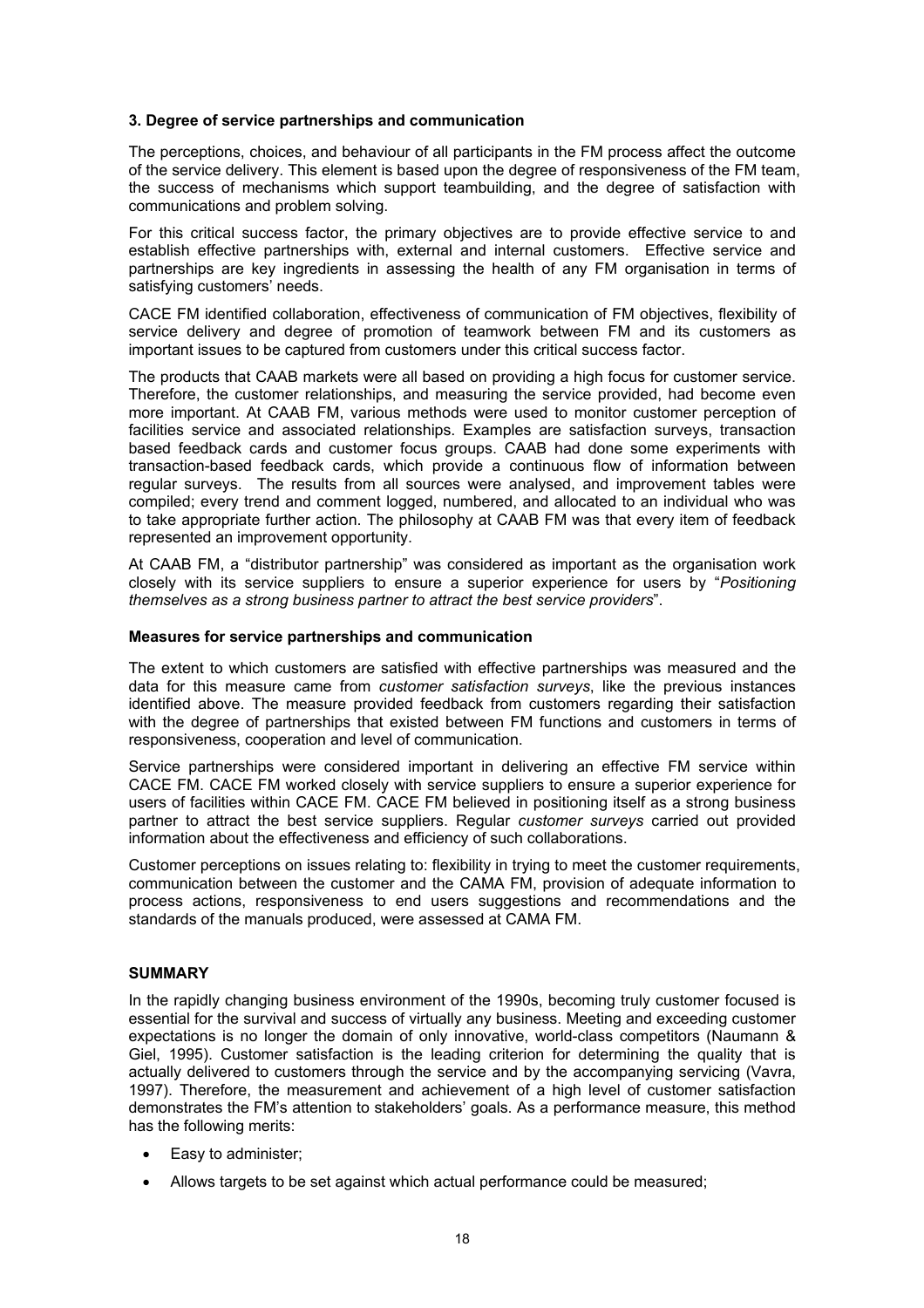### 3. Degree of service partnerships and communication

The perceptions, choices, and behaviour of all participants in the FM process affect the outcome of the service delivery. This element is based upon the degree of responsiveness of the FM team, the success of mechanisms which support teambuilding, and the degree of satisfaction with communications and problem solving.

For this critical success factor, the primary objectives are to provide effective service to and establish effective partnerships with, external and internal customers. Effective service and partnerships are key ingredients in assessing the health of any FM organisation in terms of satisfying customers' needs.

CACE FM identified collaboration, effectiveness of communication of FM objectives, flexibility of service delivery and degree of promotion of teamwork between FM and its customers as important issues to be captured from customers under this critical success factor.

The products that CAAB markets were all based on providing a high focus for customer service. Therefore, the customer relationships, and measuring the service provided, had become even more important. At CAAB FM, various methods were used to monitor customer perception of facilities service and associated relationships. Examples are satisfaction surveys, transaction based feedback cards and customer focus groups. CAAB had done some experiments with transaction-based feedback cards, which provide a continuous flow of information between regular surveys. The results from all sources were analysed, and improvement tables were compiled; every trend and comment logged, numbered, and allocated to an individual who was to take appropriate further action. The philosophy at CAAB FM was that every item of feedback represented an improvement opportunity.

At CAAB FM, a "distributor partnership" was considered as important as the organisation work closely with its service suppliers to ensure a superior experience for users by "*Positioning themselves as a strong business partner to attract the best service providers*".

#### Measures for service partnerships and communication

The extent to which customers are satisfied with effective partnerships was measured and the data for this measure came from *customer satisfaction surveys*, like the previous instances identified above. The measure provided feedback from customers regarding their satisfaction with the degree of partnerships that existed between FM functions and customers in terms of responsiveness, cooperation and level of communication.

Service partnerships were considered important in delivering an effective FM service within CACE FM. CACE FM worked closely with service suppliers to ensure a superior experience for users of facilities within CACE FM. CACE FM believed in positioning itself as a strong business partner to attract the best service suppliers. Regular *customer surveys* carried out provided information about the effectiveness and efficiency of such collaborations.

Customer perceptions on issues relating to: flexibility in trying to meet the customer requirements, communication between the customer and the CAMA FM, provision of adequate information to process actions, responsiveness to end users suggestions and recommendations and the standards of the manuals produced, were assessed at CAMA FM.

## SUMMARY

In the rapidly changing business environment of the 1990s, becoming truly customer focused is essential for the survival and success of virtually any business. Meeting and exceeding customer expectations is no longer the domain of only innovative, world-class competitors (Naumann & Giel, 1995). Customer satisfaction is the leading criterion for determining the quality that is actually delivered to customers through the service and by the accompanying servicing (Vavra, 1997). Therefore, the measurement and achievement of a high level of customer satisfaction demonstrates the FM's attention to stakeholders' goals. As a performance measure, this method has the following merits:

- Easy to administer;
- Allows targets to be set against which actual performance could be measured;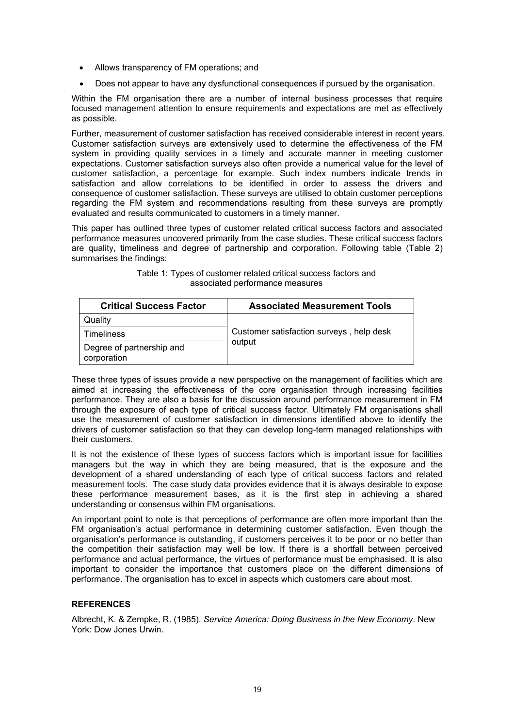- Allows transparency of FM operations; and
- Does not appear to have any dysfunctional consequences if pursued by the organisation.

Within the FM organisation there are a number of internal business processes that require focused management attention to ensure requirements and expectations are met as effectively as possible.

Further, measurement of customer satisfaction has received considerable interest in recent years. Customer satisfaction surveys are extensively used to determine the effectiveness of the FM system in providing quality services in a timely and accurate manner in meeting customer expectations. Customer satisfaction surveys also often provide a numerical value for the level of customer satisfaction, a percentage for example. Such index numbers indicate trends in satisfaction and allow correlations to be identified in order to assess the drivers and consequence of customer satisfaction. These surveys are utilised to obtain customer perceptions regarding the FM system and recommendations resulting from these surveys are promptly evaluated and results communicated to customers in a timely manner.

This paper has outlined three types of customer related critical success factors and associated performance measures uncovered primarily from the case studies. These critical success factors are quality, timeliness and degree of partnership and corporation. Following table (Table 2) summarises the findings:

Table 1: Types of customer related critical success factors and associated performance measures

| Critical Success Factor | Associated Measurement Tools |
|---|---|
| Quality | Customer satisfaction surveys , help desk output |
| Timeliness | |
| Degree of partnership and corporation | |

These three types of issues provide a new perspective on the management of facilities which are aimed at increasing the effectiveness of the core organisation through increasing facilities performance. They are also a basis for the discussion around performance measurement in FM through the exposure of each type of critical success factor. Ultimately FM organisations shall use the measurement of customer satisfaction in dimensions identified above to identify the drivers of customer satisfaction so that they can develop long-term managed relationships with their customers.

It is not the existence of these types of success factors which is important issue for facilities managers but the way in which they are being measured, that is the exposure and the development of a shared understanding of each type of critical success factors and related measurement tools. The case study data provides evidence that it is always desirable to expose these performance measurement bases, as it is the first step in achieving a shared understanding or consensus within FM organisations.

An important point to note is that perceptions of performance are often more important than the FM organisation's actual performance in determining customer satisfaction. Even though the organisation's performance is outstanding, if customers perceives it to be poor or no better than the competition their satisfaction may well be low. If there is a shortfall between perceived performance and actual performance, the virtues of performance must be emphasised. It is also important to consider the importance that customers place on the different dimensions of performance. The organisation has to excel in aspects which customers care about most.

## REFERENCES

Albrecht, K. & Zempke, R. (1985). *Service America: Doing Business in the New Economy*. New York: Dow Jones Urwin.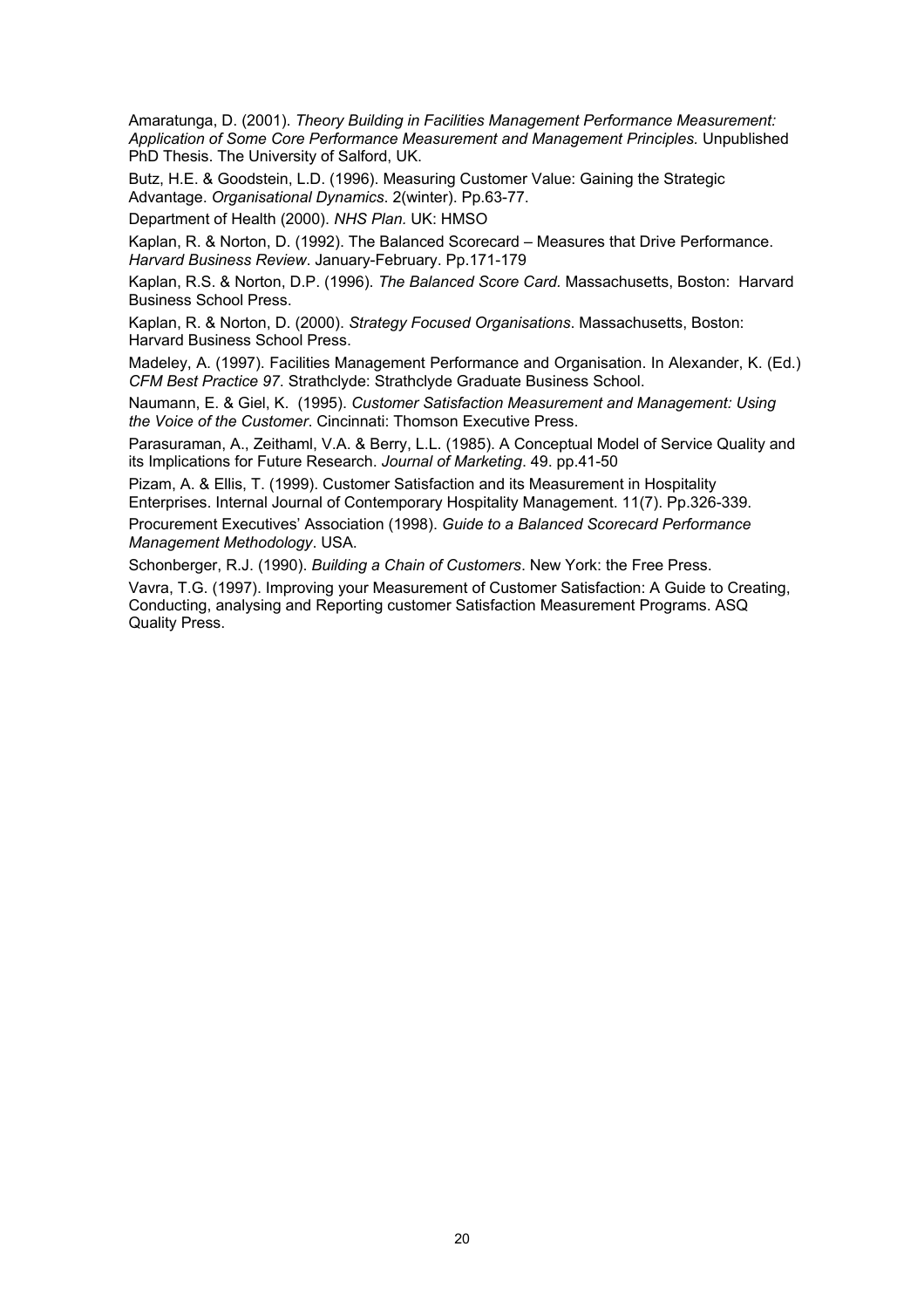Amaratunga, D. (2001). *Theory Building in Facilities Management Performance Measurement: Application of Some Core Performance Measurement and Management Principles.* Unpublished PhD Thesis. The University of Salford, UK.

Butz, H.E. & Goodstein, L.D. (1996). Measuring Customer Value: Gaining the Strategic Advantage. *Organisational Dynamics*. 2(winter). Pp.63-77.

Department of Health (2000). *NHS Plan.* UK: HMSO

Kaplan, R. & Norton, D. (1992). The Balanced Scorecard – Measures that Drive Performance. *Harvard Business Review*. January-February. Pp.171-179

Kaplan, R.S. & Norton, D.P. (1996). *The Balanced Score Card.* Massachusetts, Boston: Harvard Business School Press.

Kaplan, R. & Norton, D. (2000). *Strategy Focused Organisations*. Massachusetts, Boston: Harvard Business School Press.

Madeley, A. (1997). Facilities Management Performance and Organisation. In Alexander, K. (Ed.) *CFM Best Practice 97*. Strathclyde: Strathclyde Graduate Business School.

Naumann, E. & Giel, K. (1995). *Customer Satisfaction Measurement and Management: Using the Voice of the Customer*. Cincinnati: Thomson Executive Press.

Parasuraman, A., Zeithaml, V.A. & Berry, L.L. (1985). A Conceptual Model of Service Quality and its Implications for Future Research. *Journal of Marketing*. 49. pp.41-50

Pizam, A. & Ellis, T. (1999). Customer Satisfaction and its Measurement in Hospitality Enterprises. Internal Journal of Contemporary Hospitality Management. 11(7). Pp.326-339.

Procurement Executives' Association (1998). *Guide to a Balanced Scorecard Performance Management Methodology*. USA.

Schonberger, R.J. (1990). *Building a Chain of Customers*. New York: the Free Press.

Vavra, T.G. (1997). Improving your Measurement of Customer Satisfaction: A Guide to Creating, Conducting, analysing and Reporting customer Satisfaction Measurement Programs. ASQ Quality Press.